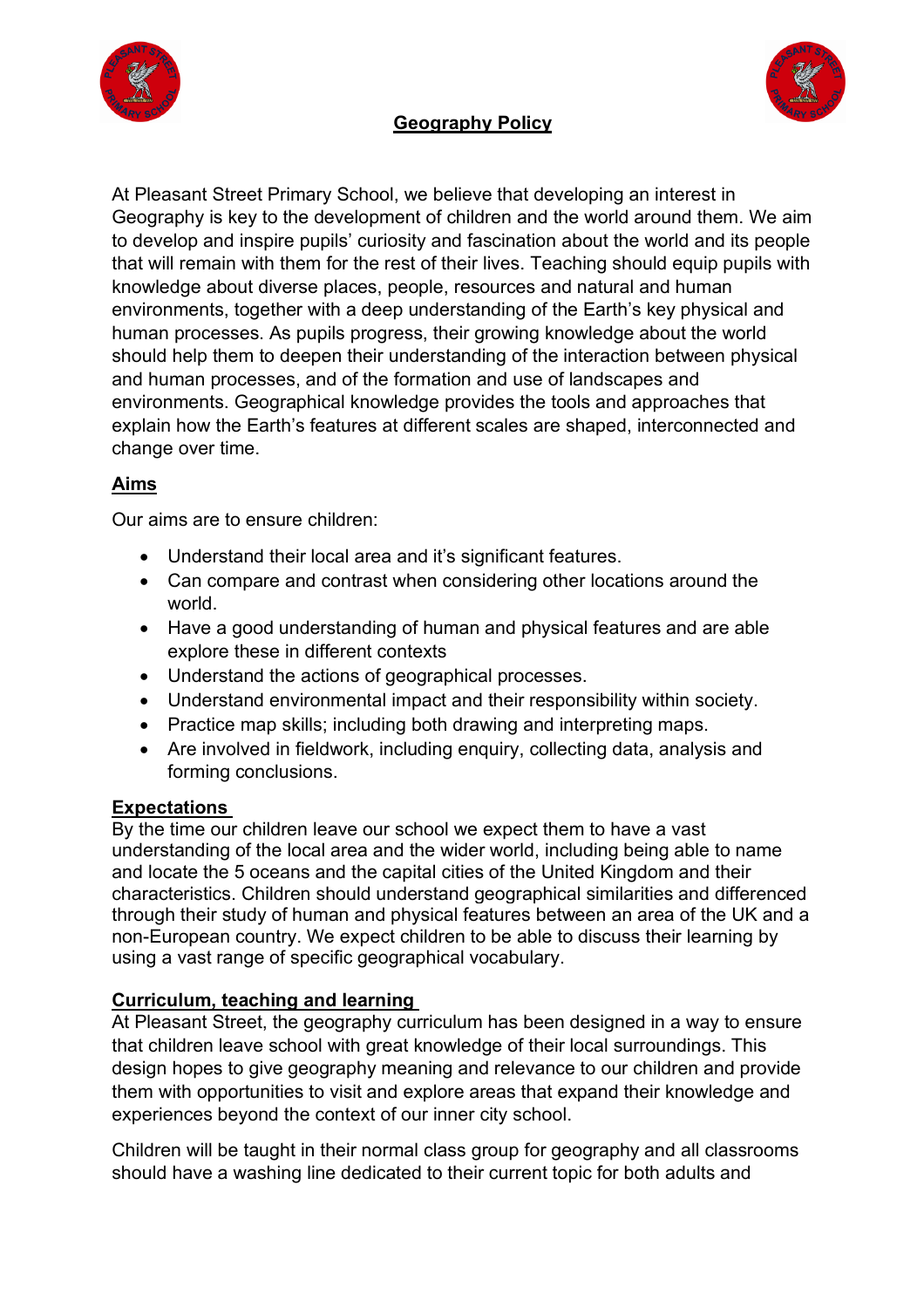# Geography Policy

At Pleasant Street Primary School, we believe that developing an interest in Geography is key to the development of children and the world around them. We aim to develop and inspire pupils' curiosity and fascination about the world and its people that will remain with them for the rest of their lives. Teaching should equip pupils with knowledge about diverse places, people, resources and natural and human environments, together with a deep understanding of the Earth's key physical and human processes. As pupils progress, their growing knowledge about the world should help them to deepen their understanding of the interaction between physical and human processes, and of the formation and use of landscapes and environments. Geographical knowledge provides the tools and approaches that explain how the Earth's features at different scales are shaped, interconnected and change over time.

## Aims

Our aims are to ensure children:

- Understand their local area and it's significant features.
- Can compare and contrast when considering other locations around the world.
- Have a good understanding of human and physical features and are able explore these in different contexts
- Understand the actions of geographical processes.
- Understand environmental impact and their responsibility within society.
- Practice map skills; including both drawing and interpreting maps.
- Are involved in fieldwork, including enquiry, collecting data, analysis and forming conclusions.

## Expectations

By the time our children leave our school we expect them to have a vast understanding of the local area and the wider world, including being able to name and locate the 5 oceans and the capital cities of the United Kingdom and their characteristics. Children should understand geographical similarities and differenced through their study of human and physical features between an area of the UK and a non-European country. We expect children to be able to discuss their learning by using a vast range of specific geographical vocabulary.

## Curriculum, teaching and learning

At Pleasant Street, the geography curriculum has been designed in a way to ensure that children leave school with great knowledge of their local surroundings. This design hopes to give geography meaning and relevance to our children and provide them with opportunities to visit and explore areas that expand their knowledge and experiences beyond the context of our inner city school.

Children will be taught in their normal class group for geography and all classrooms should have a washing line dedicated to their current topic for both adults and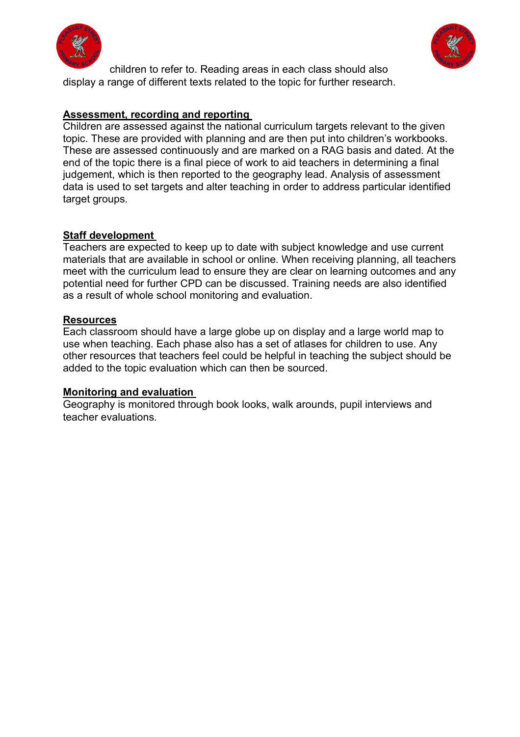children to refer to. Reading areas in each class should also display a range of different texts related to the topic for further research.

## Assessment, recording and reporting

Children are assessed against the national curriculum targets relevant to the given topic. These are provided with planning and are then put into children's workbooks. These are assessed continuously and are marked on a RAG basis and dated. At the end of the topic there is a final piece of work to aid teachers in determining a final judgement, which is then reported to the geography lead. Analysis of assessment data is used to set targets and alter teaching in order to address particular identified target groups.

## Staff development

Teachers are expected to keep up to date with subject knowledge and use current materials that are available in school or online. When receiving planning, all teachers meet with the curriculum lead to ensure they are clear on learning outcomes and any potential need for further CPD can be discussed. Training needs are also identified as a result of whole school monitoring and evaluation.

## Resources

Each classroom should have a large globe up on display and a large world map to use when teaching. Each phase also has a set of atlases for children to use. Any other resources that teachers feel could be helpful in teaching the subject should be added to the topic evaluation which can then be sourced.

## Monitoring and evaluation

Geography is monitored through book looks, walk arounds, pupil interviews and teacher evaluations.